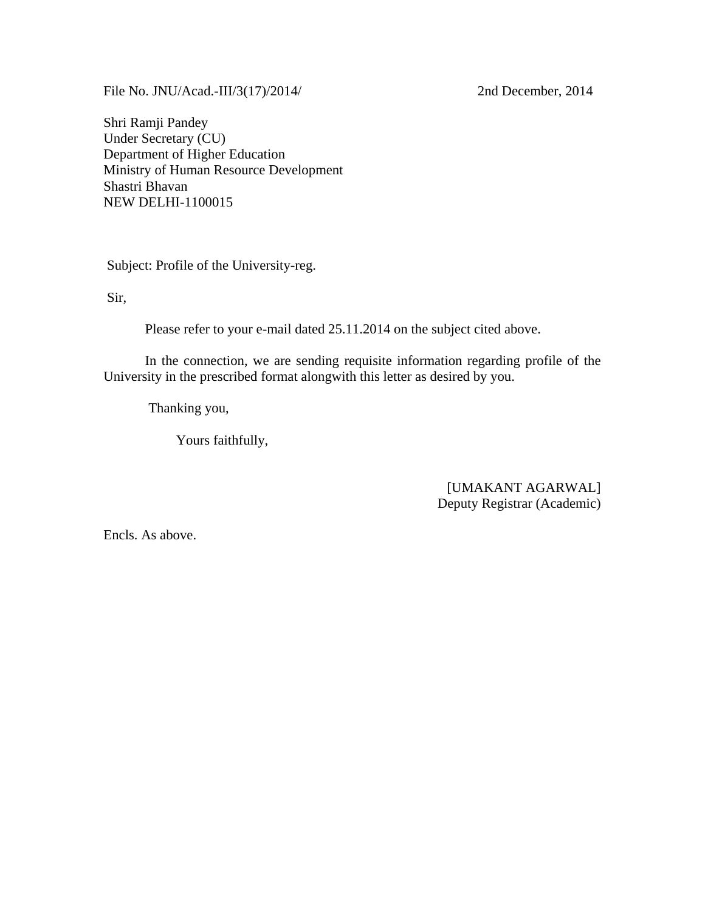File No. JNU/Acad.-III/3(17)/2014/ 2nd December, 2014

Shri Ramji Pandey
Under Secretary (CU)
Department of Higher Education
Ministry of Human Resource Development
Shastri Bhavan
NEW DELHI-1100015

Subject: Profile of the University-reg.

Sir,

Please refer to your e-mail dated 25.11.2014 on the subject cited above.

In the connection, we are sending requisite information regarding profile of the University in the prescribed format alongwith this letter as desired by you.

Thanking you,

Yours faithfully,

[UMAKANT AGARWAL]
Deputy Registrar (Academic)

Encls. As above.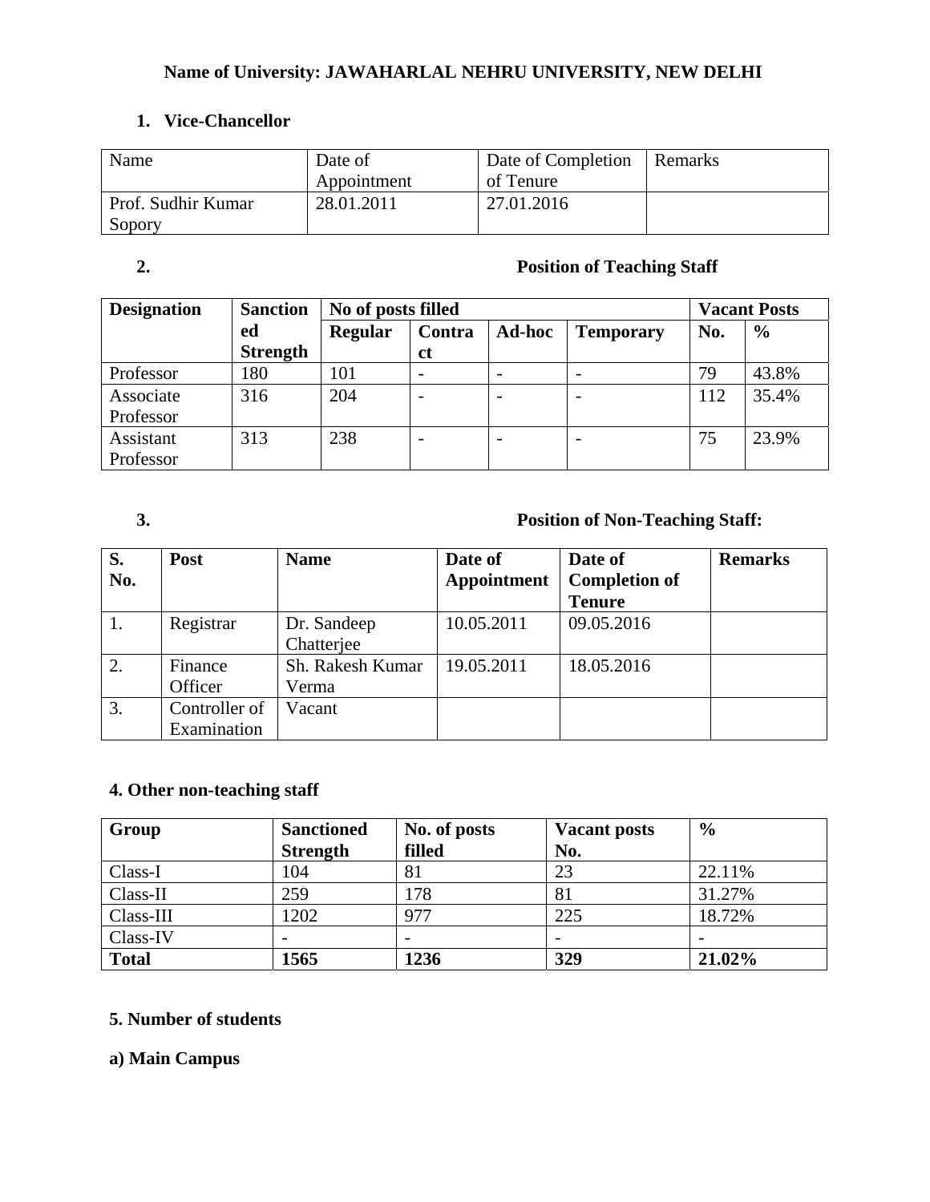**Name of University: JAWAHARLAL NEHRU UNIVERSITY, NEW DELHI**

**1. Vice-Chancellor**

| Name | Date of Appointment | Date of Completion of Tenure | Remarks |
|---|---|---|---|
| Prof. Sudhir Kumar Sopory | 28.01.2011 | 27.01.2016 | |

**2. Position of Teaching Staff**

| Designation | Sanctioned Strength | No of posts filled | | | | Vacant Posts | |
|---|---|---|---|---|---|---|---|
| | | Regular | Contract | Ad-hoc | Temporary | No. | % |
| Professor | 180 | 101 | - | - | - | 79 | 43.8% |
| Associate Professor | 316 | 204 | - | - | - | 112 | 35.4% |
| Assistant Professor | 313 | 238 | - | - | - | 75 | 23.9% |

**3. Position of Non-Teaching Staff:**

| S. No. | Post | Name | Date of Appointment | Date of Completion of Tenure | Remarks |
|---|---|---|---|---|---|
| 1. | Registrar | Dr. Sandeep Chatterjee | 10.05.2011 | 09.05.2016 | |
| 2. | Finance Officer | Sh. Rakesh Kumar Verma | 19.05.2011 | 18.05.2016 | |
| 3. | Controller of Examination | Vacant | | | |

**4. Other non-teaching staff**

| Group | Sanctioned Strength | No. of posts filled | Vacant posts No. | % |
|---|---|---|---|---|
| Class-I | 104 | 81 | 23 | 22.11% |
| Class-II | 259 | 178 | 81 | 31.27% |
| Class-III | 1202 | 977 | 225 | 18.72% |
| Class-IV | - | - | - | - |
| **Total** | **1565** | **1236** | **329** | **21.02%** |

**5. Number of students**

**a) Main Campus**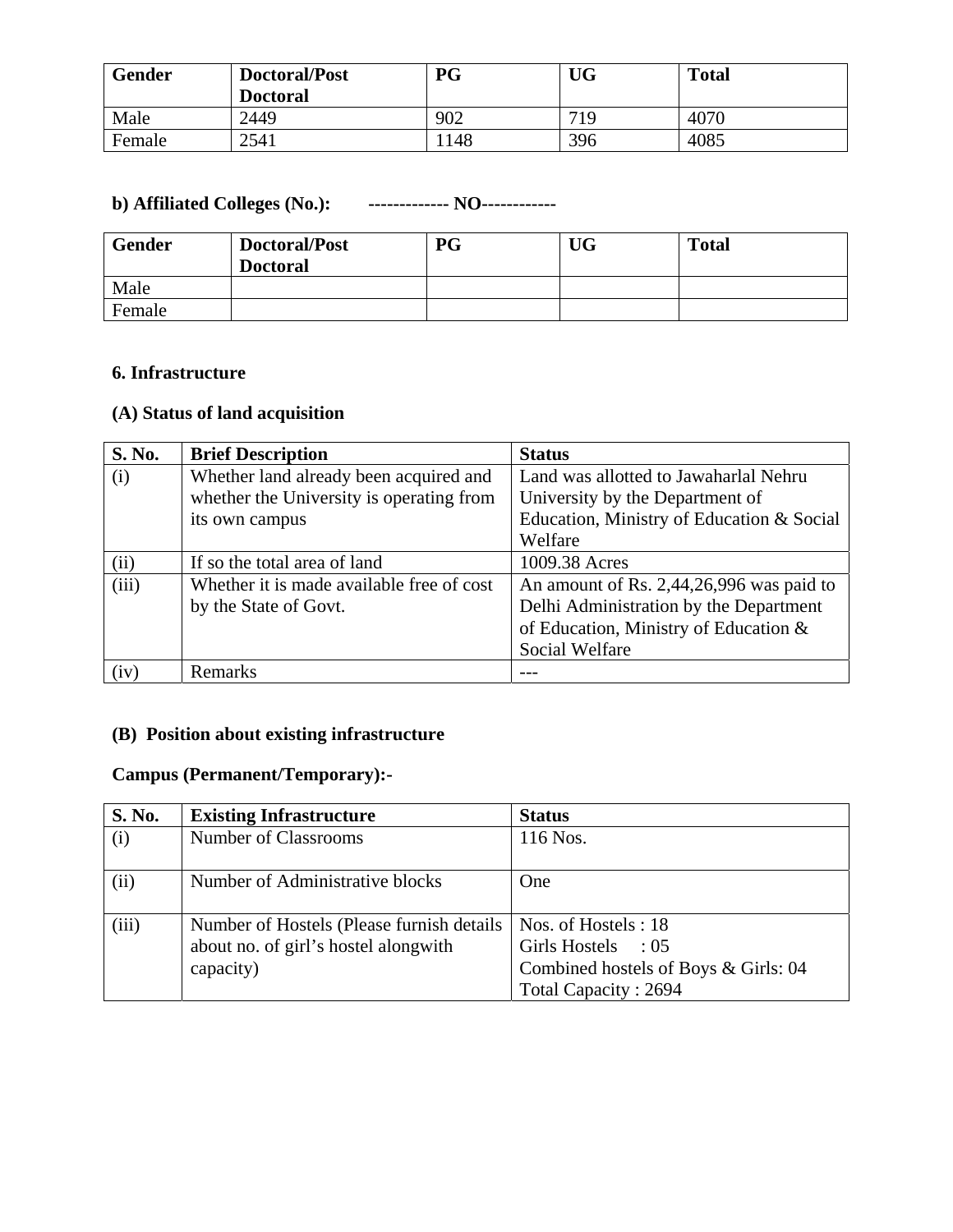| Gender | Doctoral/Post Doctoral | PG | UG | Total |
|---|---|---|---|---|
| Male | 2449 | 902 | 719 | 4070 |
| Female | 2541 | 1148 | 396 | 4085 |

**b) Affiliated Colleges (No.): ------------- NO------------**

| Gender | Doctoral/Post Doctoral | PG | UG | Total |
|---|---|---|---|---|
| Male | | | | |
| Female | | | | |

**6. Infrastructure**

**(A) Status of land acquisition**

| S. No. | Brief Description | Status |
|---|---|---|
| (i) | Whether land already been acquired and whether the University is operating from its own campus | Land was allotted to Jawaharlal Nehru University by the Department of Education, Ministry of Education & Social Welfare |
| (ii) | If so the total area of land | 1009.38 Acres |
| (iii) | Whether it is made available free of cost by the State of Govt. | An amount of Rs. 2,44,26,996 was paid to Delhi Administration by the Department of Education, Ministry of Education & Social Welfare |
| (iv) | Remarks | --- |

**(B) Position about existing infrastructure**

**Campus (Permanent/Temporary):-**

| S. No. | Existing Infrastructure | Status |
|---|---|---|
| (i) | Number of Classrooms | 116 Nos. |
| (ii) | Number of Administrative blocks | One |
| (iii) | Number of Hostels (Please furnish details about no. of girl's hostel alongwith capacity) | Nos. of Hostels : 18<br>Girls Hostels : 05<br>Combined hostels of Boys & Girls: 04<br>Total Capacity : 2694 |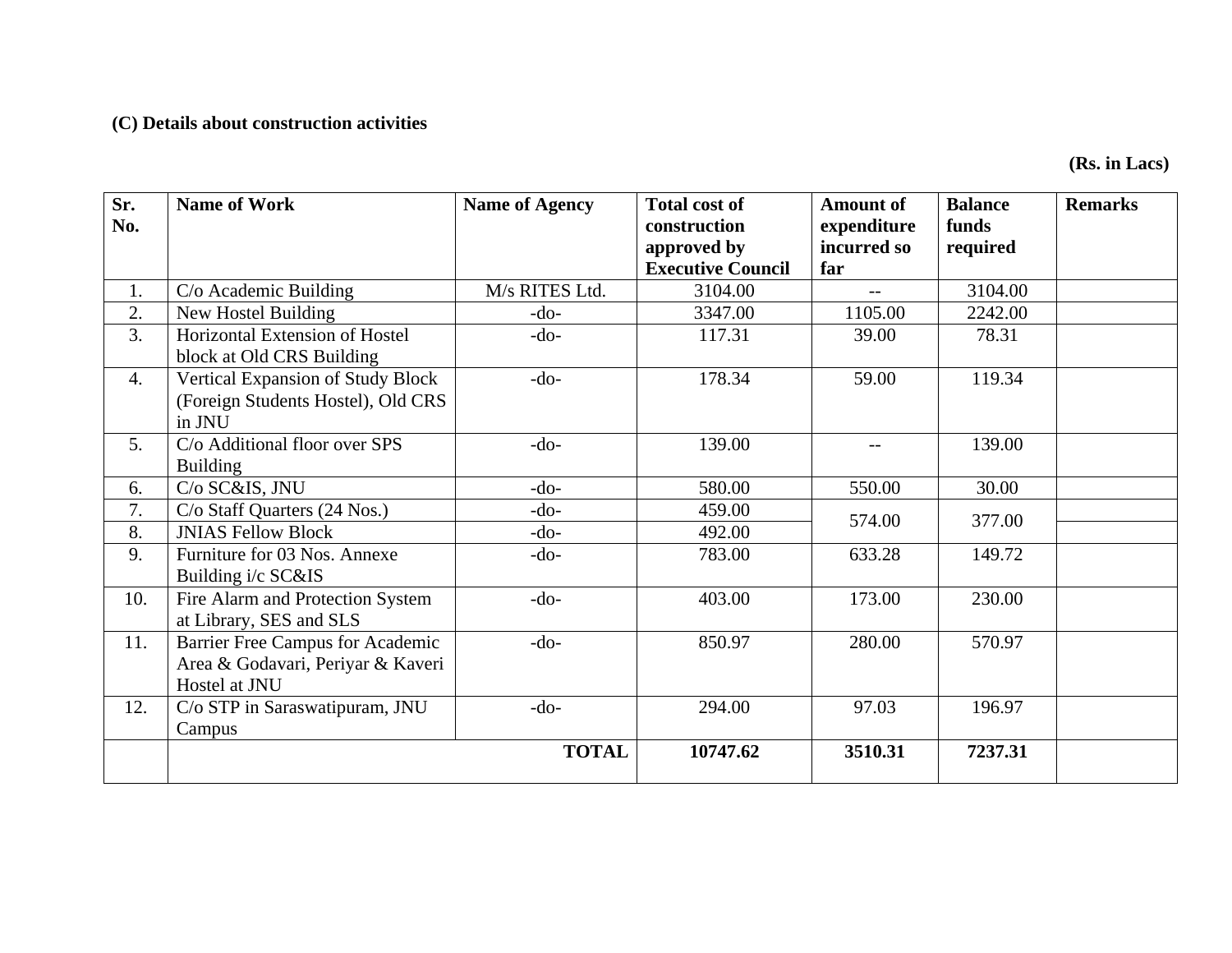**(C) Details about construction activities**

**(Rs. in Lacs)**

| Sr. No. | Name of Work | Name of Agency | Total cost of construction approved by Executive Council | Amount of expenditure incurred so far | Balance funds required | Remarks |
|---|---|---|---|---|---|---|
| 1. | C/o Academic Building | M/s RITES Ltd. | 3104.00 | -- | 3104.00 | |
| 2. | New Hostel Building | -do- | 3347.00 | 1105.00 | 2242.00 | |
| 3. | Horizontal Extension of Hostel block at Old CRS Building | -do- | 117.31 | 39.00 | 78.31 | |
| 4. | Vertical Expansion of Study Block (Foreign Students Hostel), Old CRS in JNU | -do- | 178.34 | 59.00 | 119.34 | |
| 5. | C/o Additional floor over SPS Building | -do- | 139.00 | -- | 139.00 | |
| 6. | C/o SC&IS, JNU | -do- | 580.00 | 550.00 | 30.00 | |
| 7. | C/o Staff Quarters (24 Nos.) | -do- | 459.00 | 574.00 | 377.00 | |
| 8. | JNIAS Fellow Block | -do- | 492.00 | | | |
| 9. | Furniture for 03 Nos. Annexe Building i/c SC&IS | -do- | 783.00 | 633.28 | 149.72 | |
| 10. | Fire Alarm and Protection System at Library, SES and SLS | -do- | 403.00 | 173.00 | 230.00 | |
| 11. | Barrier Free Campus for Academic Area & Godavari, Periyar & Kaveri Hostel at JNU | -do- | 850.97 | 280.00 | 570.97 | |
| 12. | C/o STP in Saraswatipuram, JNU Campus | -do- | 294.00 | 97.03 | 196.97 | |
| | | **TOTAL** | **10747.62** | **3510.31** | **7237.31** | |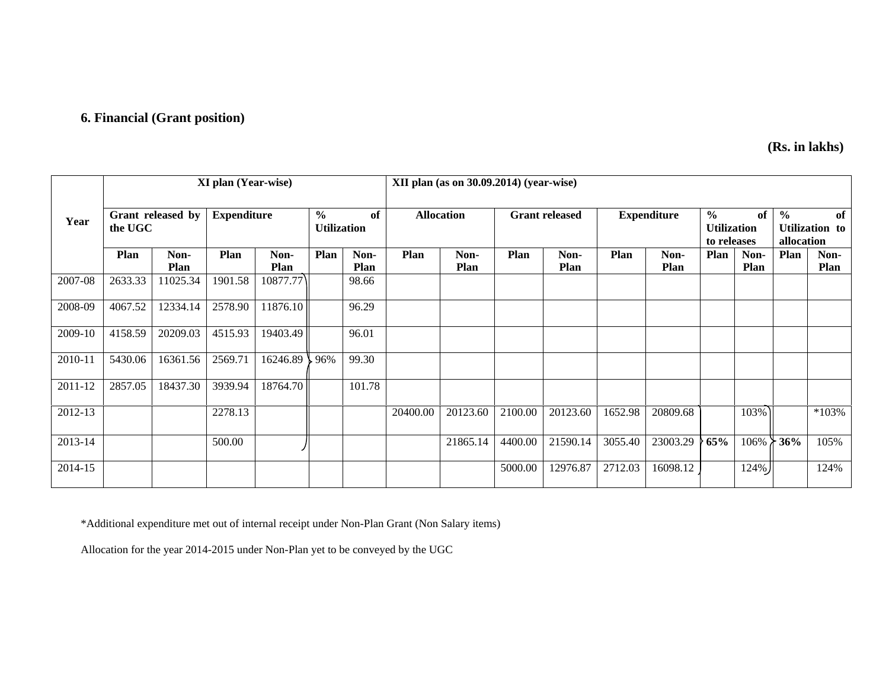### 6. Financial (Grant position)

**(Rs. in lakhs)**

| Year | XI plan (Year-wise) | | | | | | XII plan (as on 30.09.2014) (year-wise) | | | | | | | | | |
|---|---|---|---|---|---|---|---|---|---|---|---|---|---|---|---|---|
| | Grant released by the UGC | | Expenditure | | % of Utilization | | Allocation | | Grant released | | Expenditure | | % of Utilization to releases | | % of Utilization to allocation | |
| | Plan | Non-Plan | Plan | Non-Plan | Plan | Non-Plan | Plan | Non-Plan | Plan | Non-Plan | Plan | Non-Plan | Plan | Non-Plan | Plan | Non-Plan |
| 2007-08 | 2633.33 | 11025.34 | 1901.58 | 10877.77 | | 98.66 | | | | | | | | | | |
| 2008-09 | 4067.52 | 12334.14 | 2578.90 | 11876.10 | | 96.29 | | | | | | | | | | |
| 2009-10 | 4158.59 | 20209.03 | 4515.93 | 19403.49 | | 96.01 | | | | | | | | | | |
| 2010-11 | 5430.06 | 16361.56 | 2569.71 | 16246.89 | 96% | 99.30 | | | | | | | | | | |
| 2011-12 | 2857.05 | 18437.30 | 3939.94 | 18764.70 | | 101.78 | | | | | | | | | | |
| 2012-13 | | | 2278.13 | | | | 20400.00 | 20123.60 | 2100.00 | 20123.60 | 1652.98 | 20809.68 | | 103% | | *103% |
| 2013-14 | | | 500.00 | | | | | 21865.14 | 4400.00 | 21590.14 | 3055.40 | 23003.29 | **65%** | 106% | **36%** | 105% |
| 2014-15 | | | | | | | | | 5000.00 | 12976.87 | 2712.03 | 16098.12 | | 124% | | 124% |

*Additional expenditure met out of internal receipt under Non-Plan Grant (Non Salary items)

Allocation for the year 2014-2015 under Non-Plan yet to be conveyed by the UGC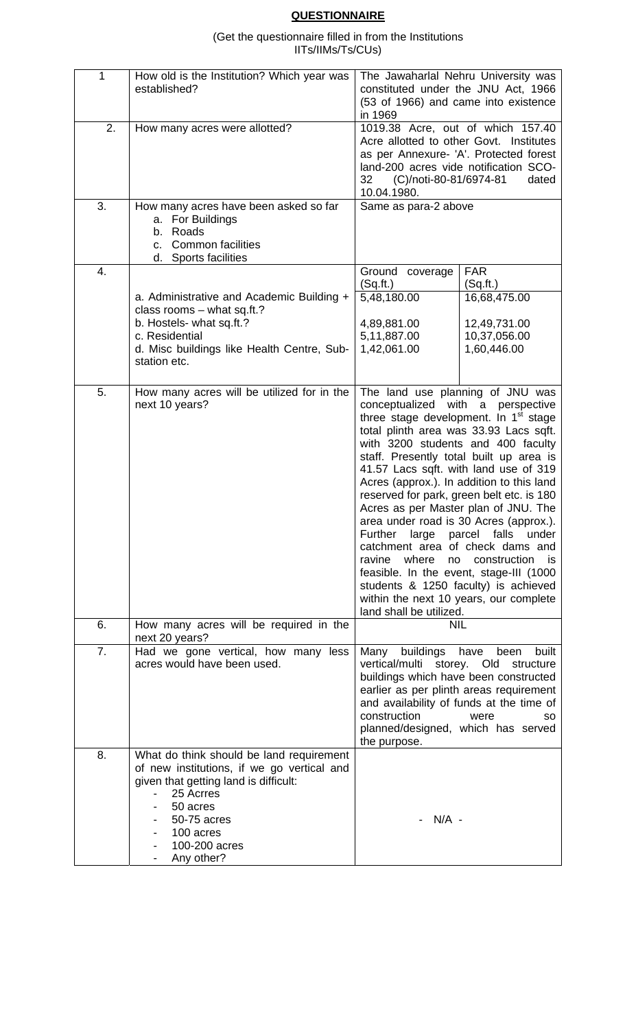## QUESTIONNAIRE

(Get the questionnaire filled in from the Institutions IITs/IIMs/Ts/CUs)

| | | | |
|---|---|---|---|
| 1 | How old is the Institution? Which year was established? | The Jawaharlal Nehru University was constituted under the JNU Act, 1966 (53 of 1966) and came into existence in 1969 | |
| 2. | How many acres were allotted? | 1019.38 Acre, out of which 157.40 Acre allotted to other Govt. Institutes as per Annexure- 'A'. Protected forest land-200 acres vide notification SCO-32 (C)/noti-80-81/6974-81 dated 10.04.1980. | |
| 3. | How many acres have been asked so far<br>a. For Buildings<br>b. Roads<br>c. Common facilities<br>d. Sports facilities | Same as para-2 above | |
| 4. | | Ground coverage (Sq.ft.) | FAR (Sq.ft.) |
| | a. Administrative and Academic Building + class rooms – what sq.ft.? | 5,48,180.00 | 16,68,475.00 |
| | b. Hostels- what sq.ft.? | 4,89,881.00 | 12,49,731.00 |
| | c. Residential | 5,11,887.00 | 10,37,056.00 |
| | d. Misc buildings like Health Centre, Sub-station etc. | 1,42,061.00 | 1,60,446.00 |
| 5. | How many acres will be utilized for in the next 10 years? | The land use planning of JNU was conceptualized with a perspective three stage development. In 1st stage total plinth area was 33.93 Lacs sqft. with 3200 students and 400 faculty staff. Presently total built up area is 41.57 Lacs sqft. with land use of 319 Acres (approx.). In addition to this land reserved for park, green belt etc. is 180 Acres as per Master plan of JNU. The area under road is 30 Acres (approx.). Further large parcel falls under catchment area of check dams and ravine where no construction is feasible. In the event, stage-III (1000 students & 1250 faculty) is achieved within the next 10 years, our complete land shall be utilized. | |
| 6. | How many acres will be required in the next 20 years? | NIL | |
| 7. | Had we gone vertical, how many less acres would have been used. | Many buildings have been built vertical/multi storey. Old structure buildings which have been constructed earlier as per plinth areas requirement and availability of funds at the time of construction were so planned/designed, which has served the purpose. | |
| 8. | What do think should be land requirement of new institutions, if we go vertical and given that getting land is difficult:<br>- 25 Acrres<br>- 50 acres<br>- 50-75 acres<br>- 100 acres<br>- 100-200 acres<br>- Any other? | - N/A - | |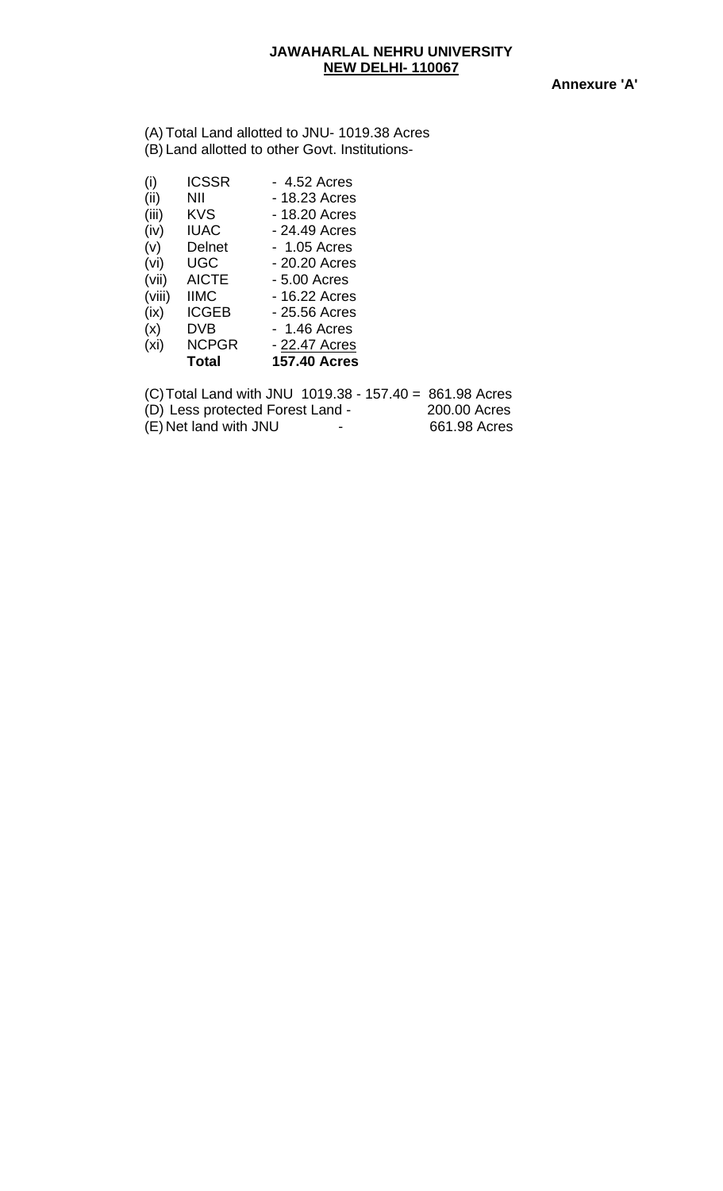**JAWAHARLAL NEHRU UNIVERSITY**
**NEW DELHI- 110067**

**Annexure 'A'**

(A) Total Land allotted to JNU- 1019.38 Acres

(B) Land allotted to other Govt. Institutions-

| | | |
|---|---|---|
| (i) | ICSSR | - 4.52 Acres |
| (ii) | NII | - 18.23 Acres |
| (iii) | KVS | - 18.20 Acres |
| (iv) | IUAC | - 24.49 Acres |
| (v) | Delnet | - 1.05 Acres |
| (vi) | UGC | - 20.20 Acres |
| (vii) | AICTE | - 5.00 Acres |
| (viii) | IIMC | - 16.22 Acres |
| (ix) | ICGEB | - 25.56 Acres |
| (x) | DVB | - 1.46 Acres |
| (xi) | NCPGR | - 22.47 Acres |
| | **Total** | **157.40 Acres** |

(C) Total Land with JNU 1019.38 - 157.40 = 861.98 Acres

(D) Less protected Forest Land - 200.00 Acres

(E) Net land with JNU - 661.98 Acres